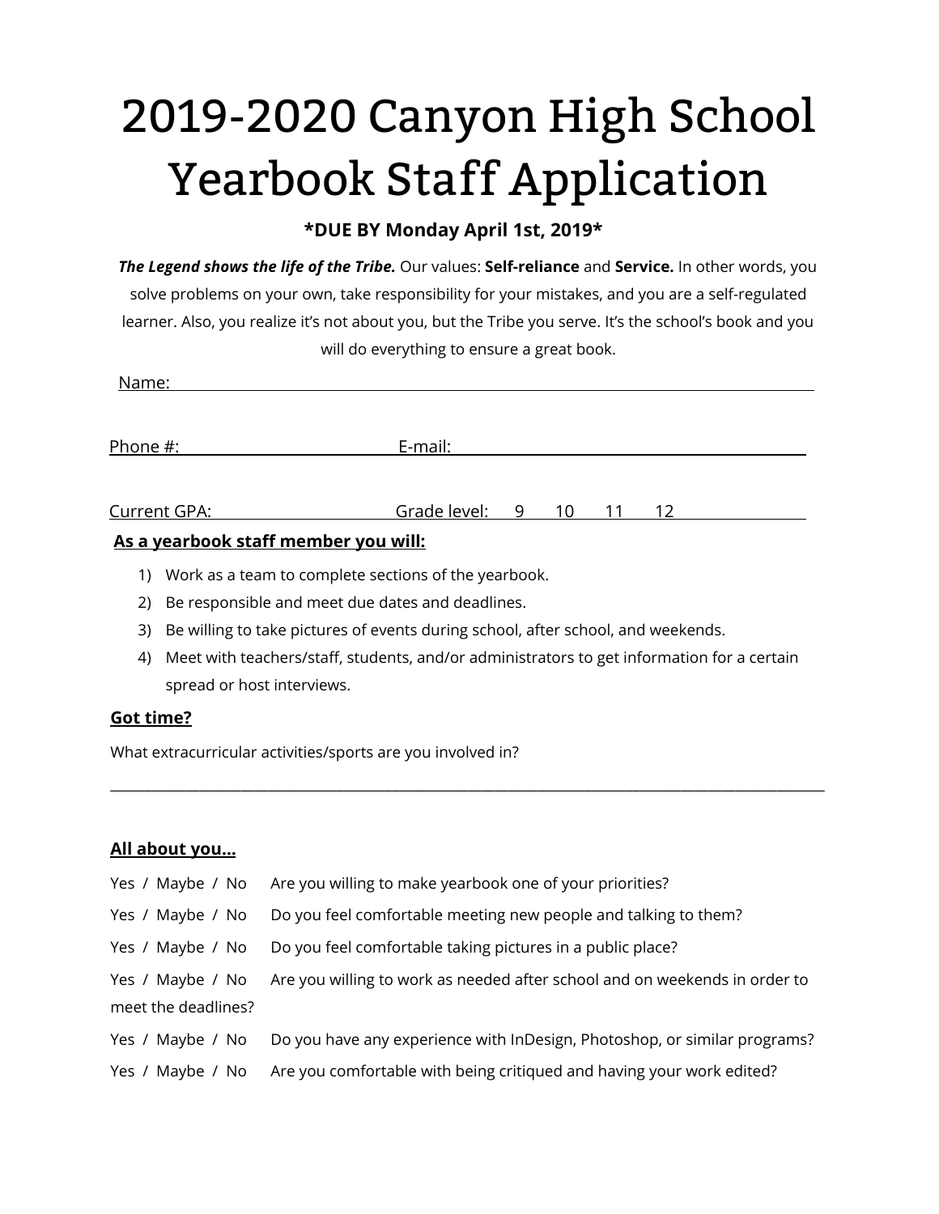# 2019-2020 Canyon High School Yearbook Staff Application

**\*DUE BY Monday April 1st, 2019\***

***The Legend shows the life of the Tribe.*** Our values: **Self-reliance** and **Service.** In other words, you solve problems on your own, take responsibility for your mistakes, and you are a self-regulated learner. Also, you realize it's not about you, but the Tribe you serve. It's the school's book and you will do everything to ensure a great book.

Name: ______________________________________________________________

Phone #: ____________________ E-mail: ________________________________

Current GPA: _______________ Grade level: 9 10 11 12

**As a yearbook staff member you will:**

1) Work as a team to complete sections of the yearbook.
2) Be responsible and meet due dates and deadlines.
3) Be willing to take pictures of events during school, after school, and weekends.
4) Meet with teachers/staff, students, and/or administrators to get information for a certain spread or host interviews.

**Got time?**

What extracurricular activities/sports are you involved in?

______________________________________________________________________

**All about you...**

Yes / Maybe / No Are you willing to make yearbook one of your priorities?

Yes / Maybe / No Do you feel comfortable meeting new people and talking to them?

Yes / Maybe / No Do you feel comfortable taking pictures in a public place?

Yes / Maybe / No Are you willing to work as needed after school and on weekends in order to meet the deadlines?

Yes / Maybe / No Do you have any experience with InDesign, Photoshop, or similar programs?

Yes / Maybe / No Are you comfortable with being critiqued and having your work edited?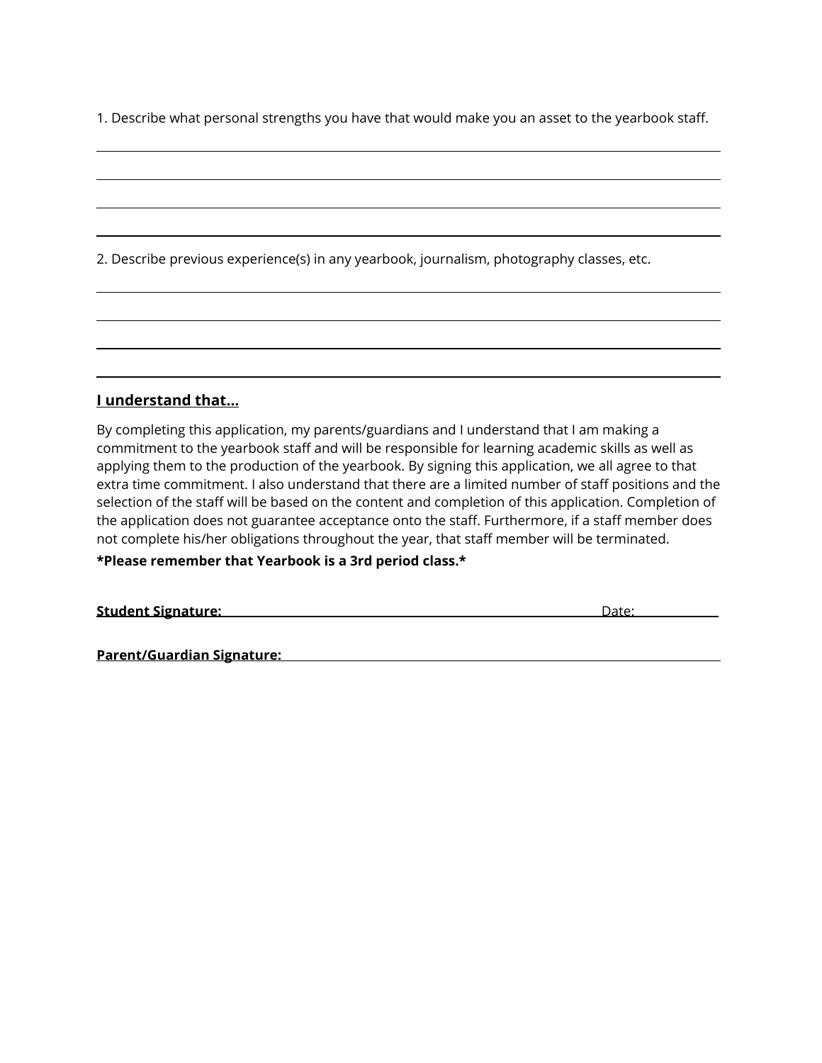1. Describe what personal strengths you have that would make you an asset to the yearbook staff.

______________________________________________________________________________

______________________________________________________________________________

______________________________________________________________________________

______________________________________________________________________________

2. Describe previous experience(s) in any yearbook, journalism, photography classes, etc.

______________________________________________________________________________

______________________________________________________________________________

______________________________________________________________________________

______________________________________________________________________________

**I understand that…**

By completing this application, my parents/guardians and I understand that I am making a commitment to the yearbook staff and will be responsible for learning academic skills as well as applying them to the production of the yearbook. By signing this application, we all agree to that extra time commitment. I also understand that there are a limited number of staff positions and the selection of the staff will be based on the content and completion of this application. Completion of the application does not guarantee acceptance onto the staff. Furthermore, if a staff member does not complete his/her obligations throughout the year, that staff member will be terminated.

**\*Please remember that Yearbook is a 3rd period class.\***

**Student Signature:** ______________________________________________ Date: __________

**Parent/Guardian Signature:** ____________________________________________________